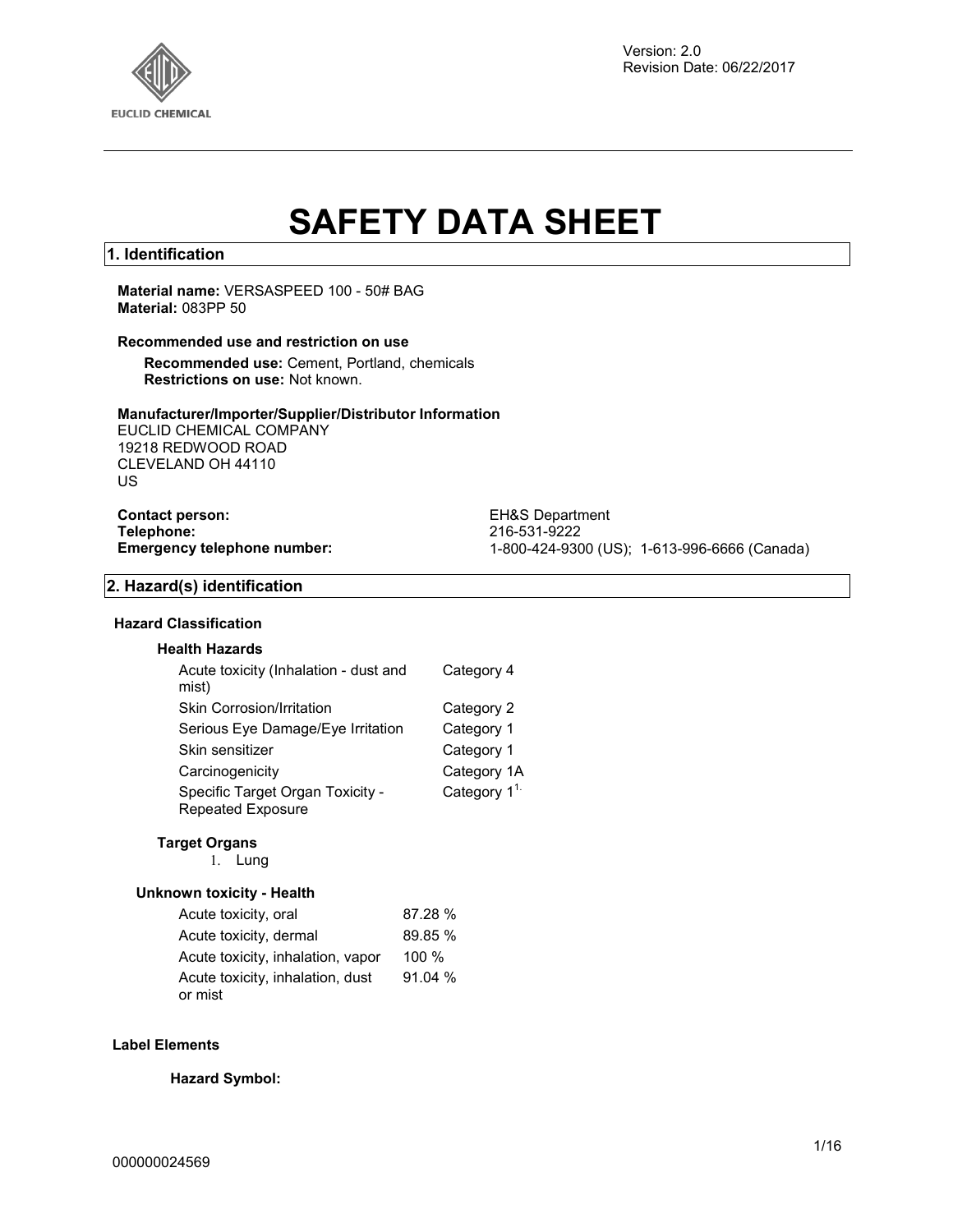Version: 2.0
Revision Date: 06/22/2017

# SAFETY DATA SHEET

## 1. Identification

**Material name:** VERSASPEED 100 - 50# BAG
**Material:** 083PP 50

**Recommended use and restriction on use**

**Recommended use:** Cement, Portland, chemicals
**Restrictions on use:** Not known.

**Manufacturer/Importer/Supplier/Distributor Information**
EUCLID CHEMICAL COMPANY
19218 REDWOOD ROAD
CLEVELAND OH 44110
US

**Contact person:** EH&S Department
**Telephone:** 216-531-9222
**Emergency telephone number:** 1-800-424-9300 (US); 1-613-996-6666 (Canada)

## 2. Hazard(s) identification

### Hazard Classification

**Health Hazards**

| | |
|---|---|
| Acute toxicity (Inhalation - dust and mist) | Category 4 |
| Skin Corrosion/Irritation | Category 2 |
| Serious Eye Damage/Eye Irritation | Category 1 |
| Skin sensitizer | Category 1 |
| Carcinogenicity | Category 1A |
| Specific Target Organ Toxicity - Repeated Exposure | Category 1[1.] |

**Target Organs**

1. Lung

**Unknown toxicity - Health**

| | |
|---|---|
| Acute toxicity, oral | 87.28 % |
| Acute toxicity, dermal | 89.85 % |
| Acute toxicity, inhalation, vapor | 100 % |
| Acute toxicity, inhalation, dust or mist | 91.04 % |

### Label Elements

**Hazard Symbol:**

000000024569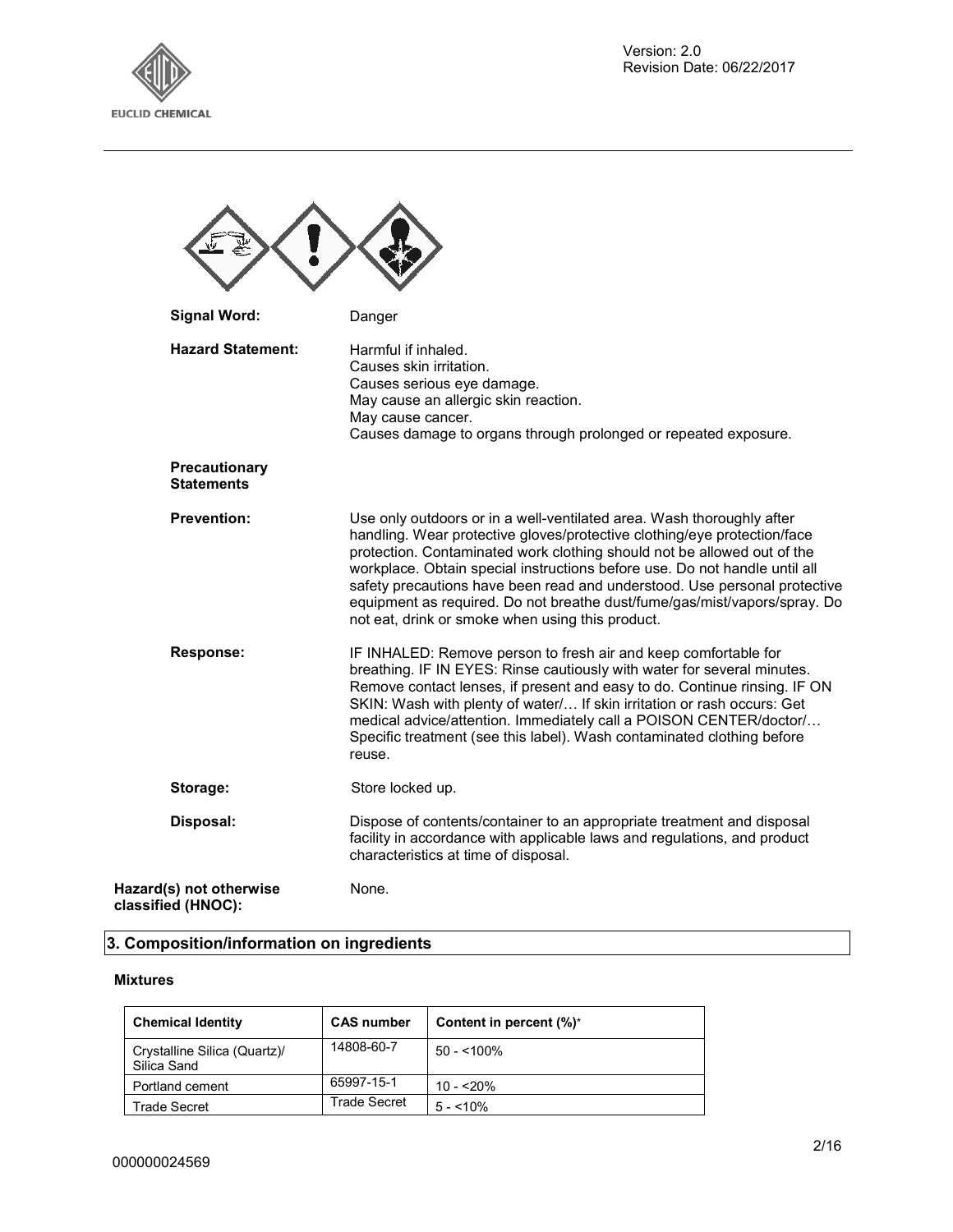**Signal Word:** Danger

**Hazard Statement:** Harmful if inhaled.
Causes skin irritation.
Causes serious eye damage.
May cause an allergic skin reaction.
May cause cancer.
Causes damage to organs through prolonged or repeated exposure.

**Precautionary Statements**

**Prevention:** Use only outdoors or in a well-ventilated area. Wash thoroughly after handling. Wear protective gloves/protective clothing/eye protection/face protection. Contaminated work clothing should not be allowed out of the workplace. Obtain special instructions before use. Do not handle until all safety precautions have been read and understood. Use personal protective equipment as required. Do not breathe dust/fume/gas/mist/vapors/spray. Do not eat, drink or smoke when using this product.

**Response:** IF INHALED: Remove person to fresh air and keep comfortable for breathing. IF IN EYES: Rinse cautiously with water for several minutes. Remove contact lenses, if present and easy to do. Continue rinsing. IF ON SKIN: Wash with plenty of water/… If skin irritation or rash occurs: Get medical advice/attention. Immediately call a POISON CENTER/doctor/… Specific treatment (see this label). Wash contaminated clothing before reuse.

**Storage:** Store locked up.

**Disposal:** Dispose of contents/container to an appropriate treatment and disposal facility in accordance with applicable laws and regulations, and product characteristics at time of disposal.

**Hazard(s) not otherwise classified (HNOC):** None.

## 3. Composition/information on ingredients

**Mixtures**

| Chemical Identity | CAS number | Content in percent (%)* |
| --- | --- | --- |
| Crystalline Silica (Quartz)/ Silica Sand | 14808-60-7 | 50 - <100% |
| Portland cement | 65997-15-1 | 10 - <20% |
| Trade Secret | Trade Secret | 5 - <10% |

000000024569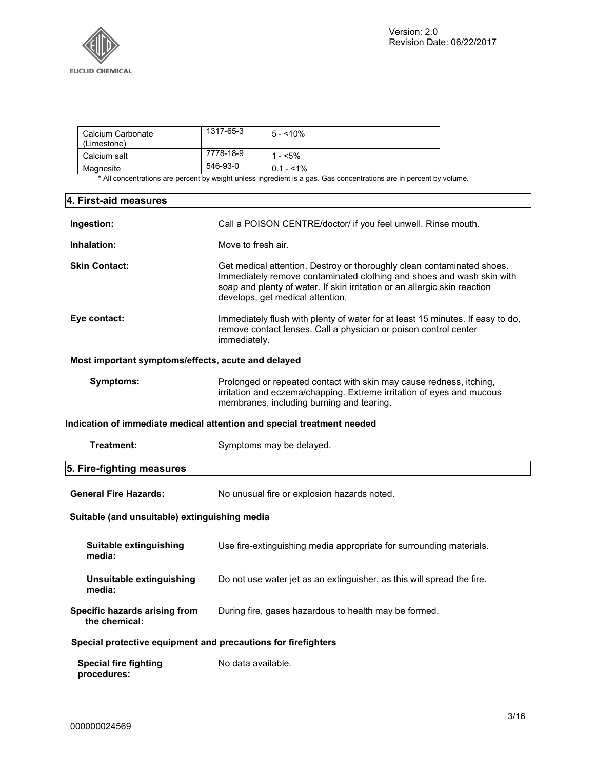| Calcium Carbonate (Limestone) | 1317-65-3 | 5 - <10% |
| --- | --- | --- |
| Calcium salt | 7778-18-9 | 1 - <5% |
| Magnesite | 546-93-0 | 0.1 - <1% |

* All concentrations are percent by weight unless ingredient is a gas. Gas concentrations are in percent by volume.

## 4. First-aid measures

**Ingestion:** Call a POISON CENTRE/doctor/ if you feel unwell. Rinse mouth.

**Inhalation:** Move to fresh air.

**Skin Contact:** Get medical attention. Destroy or thoroughly clean contaminated shoes. Immediately remove contaminated clothing and shoes and wash skin with soap and plenty of water. If skin irritation or an allergic skin reaction develops, get medical attention.

**Eye contact:** Immediately flush with plenty of water for at least 15 minutes. If easy to do, remove contact lenses. Call a physician or poison control center immediately.

### Most important symptoms/effects, acute and delayed

**Symptoms:** Prolonged or repeated contact with skin may cause redness, itching, irritation and eczema/chapping. Extreme irritation of eyes and mucous membranes, including burning and tearing.

### Indication of immediate medical attention and special treatment needed

**Treatment:** Symptoms may be delayed.

## 5. Fire-fighting measures

**General Fire Hazards:** No unusual fire or explosion hazards noted.

### Suitable (and unsuitable) extinguishing media

**Suitable extinguishing media:** Use fire-extinguishing media appropriate for surrounding materials.

**Unsuitable extinguishing media:** Do not use water jet as an extinguisher, as this will spread the fire.

**Specific hazards arising from the chemical:** During fire, gases hazardous to health may be formed.

### Special protective equipment and precautions for firefighters

**Special fire fighting procedures:** No data available.

000000024569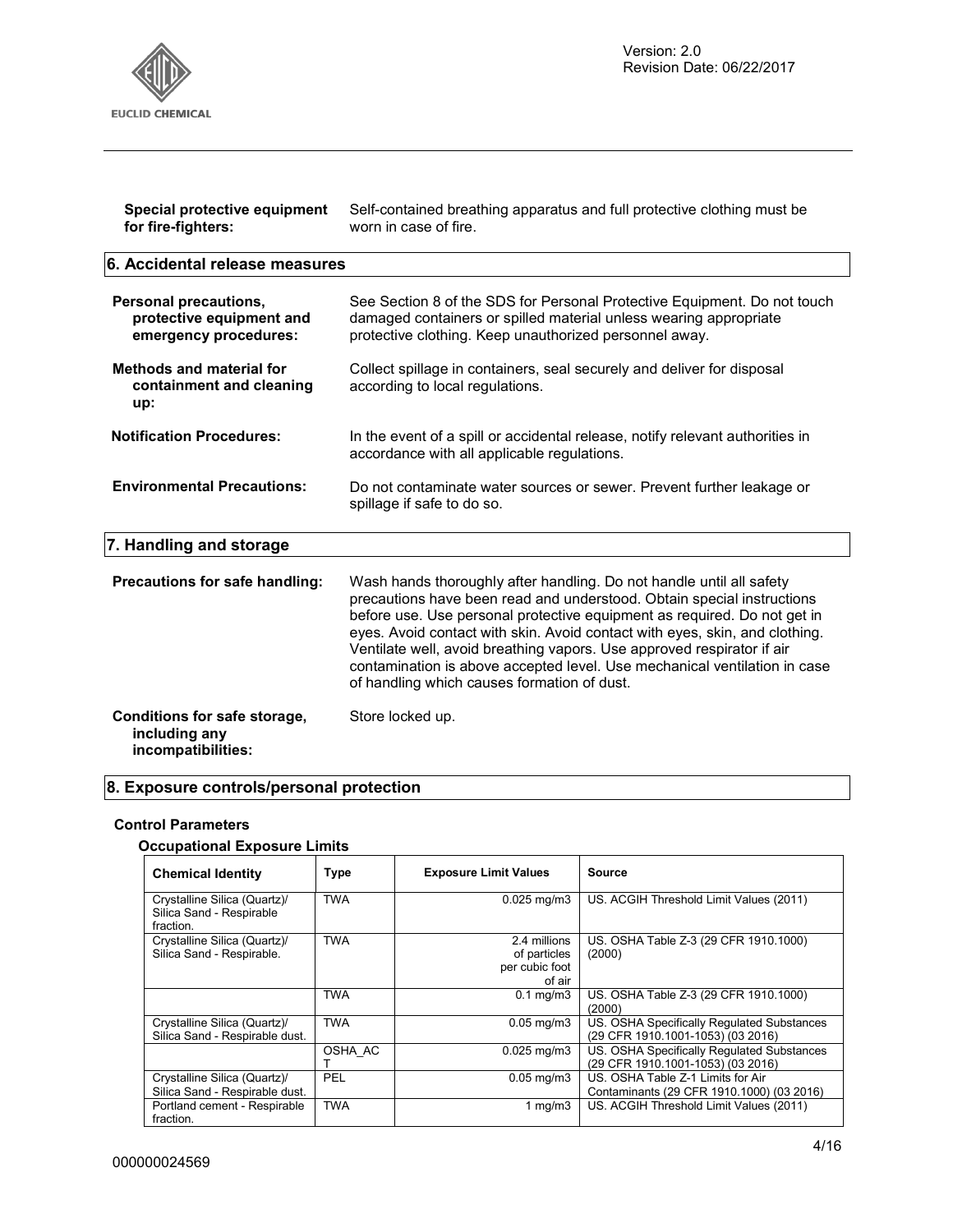**Special protective equipment for fire-fighters:** Self-contained breathing apparatus and full protective clothing must be worn in case of fire.

## 6. Accidental release measures

**Personal precautions, protective equipment and emergency procedures:** See Section 8 of the SDS for Personal Protective Equipment. Do not touch damaged containers or spilled material unless wearing appropriate protective clothing. Keep unauthorized personnel away.

**Methods and material for containment and cleaning up:** Collect spillage in containers, seal securely and deliver for disposal according to local regulations.

**Notification Procedures:** In the event of a spill or accidental release, notify relevant authorities in accordance with all applicable regulations.

**Environmental Precautions:** Do not contaminate water sources or sewer. Prevent further leakage or spillage if safe to do so.

## 7. Handling and storage

**Precautions for safe handling:** Wash hands thoroughly after handling. Do not handle until all safety precautions have been read and understood. Obtain special instructions before use. Use personal protective equipment as required. Do not get in eyes. Avoid contact with skin. Avoid contact with eyes, skin, and clothing. Ventilate well, avoid breathing vapors. Use approved respirator if air contamination is above accepted level. Use mechanical ventilation in case of handling which causes formation of dust.

**Conditions for safe storage, including any incompatibilities:** Store locked up.

## 8. Exposure controls/personal protection

### Control Parameters

#### Occupational Exposure Limits

| Chemical Identity | Type | Exposure Limit Values | Source |
|---|---|---|---|
| Crystalline Silica (Quartz)/ Silica Sand - Respirable fraction. | TWA | 0.025 mg/m3 | US. ACGIH Threshold Limit Values (2011) |
| Crystalline Silica (Quartz)/ Silica Sand - Respirable. | TWA | 2.4 millions of particles per cubic foot of air | US. OSHA Table Z-3 (29 CFR 1910.1000) (2000) |
| | TWA | 0.1 mg/m3 | US. OSHA Table Z-3 (29 CFR 1910.1000) (2000) |
| Crystalline Silica (Quartz)/ Silica Sand - Respirable dust. | TWA | 0.05 mg/m3 | US. OSHA Specifically Regulated Substances (29 CFR 1910.1001-1053) (03 2016) |
| | OSHA_ACT | 0.025 mg/m3 | US. OSHA Specifically Regulated Substances (29 CFR 1910.1001-1053) (03 2016) |
| Crystalline Silica (Quartz)/ Silica Sand - Respirable dust. | PEL | 0.05 mg/m3 | US. OSHA Table Z-1 Limits for Air Contaminants (29 CFR 1910.1000) (03 2016) |
| Portland cement - Respirable fraction. | TWA | 1 mg/m3 | US. ACGIH Threshold Limit Values (2011) |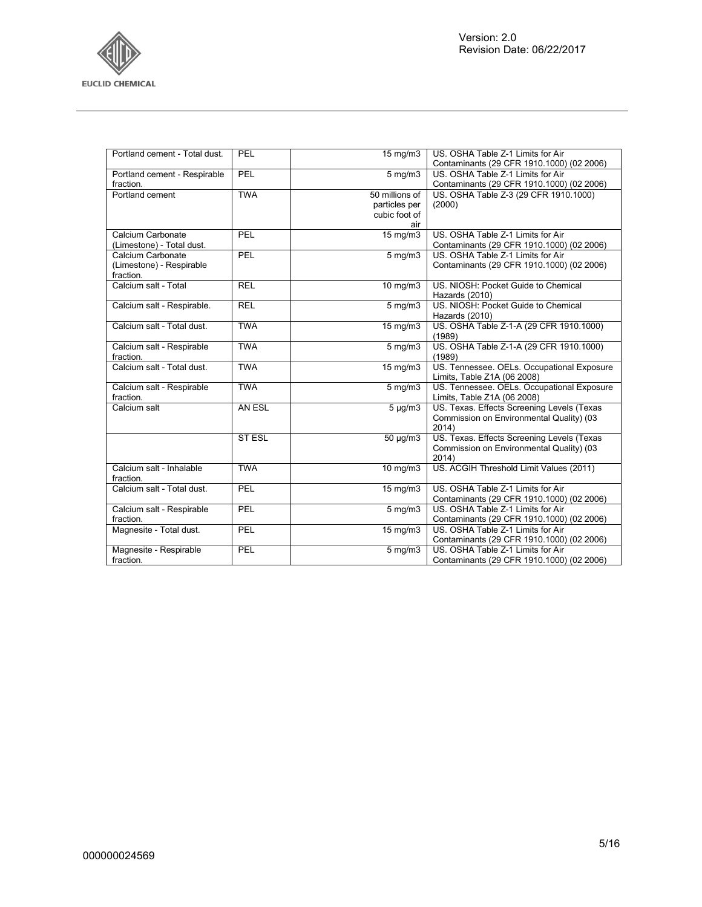| Portland cement - Total dust. | PEL | 15 mg/m3 | US. OSHA Table Z-1 Limits for Air Contaminants (29 CFR 1910.1000) (02 2006) |
|---|---|---|---|
| Portland cement - Respirable fraction. | PEL | 5 mg/m3 | US. OSHA Table Z-1 Limits for Air Contaminants (29 CFR 1910.1000) (02 2006) |
| Portland cement | TWA | 50 millions of particles per cubic foot of air | US. OSHA Table Z-3 (29 CFR 1910.1000) (2000) |
| Calcium Carbonate (Limestone) - Total dust. | PEL | 15 mg/m3 | US. OSHA Table Z-1 Limits for Air Contaminants (29 CFR 1910.1000) (02 2006) |
| Calcium Carbonate (Limestone) - Respirable fraction. | PEL | 5 mg/m3 | US. OSHA Table Z-1 Limits for Air Contaminants (29 CFR 1910.1000) (02 2006) |
| Calcium salt - Total | REL | 10 mg/m3 | US. NIOSH: Pocket Guide to Chemical Hazards (2010) |
| Calcium salt - Respirable. | REL | 5 mg/m3 | US. NIOSH: Pocket Guide to Chemical Hazards (2010) |
| Calcium salt - Total dust. | TWA | 15 mg/m3 | US. OSHA Table Z-1-A (29 CFR 1910.1000) (1989) |
| Calcium salt - Respirable fraction. | TWA | 5 mg/m3 | US. OSHA Table Z-1-A (29 CFR 1910.1000) (1989) |
| Calcium salt - Total dust. | TWA | 15 mg/m3 | US. Tennessee. OELs. Occupational Exposure Limits, Table Z1A (06 2008) |
| Calcium salt - Respirable fraction. | TWA | 5 mg/m3 | US. Tennessee. OELs. Occupational Exposure Limits, Table Z1A (06 2008) |
| Calcium salt | AN ESL | 5 µg/m3 | US. Texas. Effects Screening Levels (Texas Commission on Environmental Quality) (03 2014) |
| | ST ESL | 50 µg/m3 | US. Texas. Effects Screening Levels (Texas Commission on Environmental Quality) (03 2014) |
| Calcium salt - Inhalable fraction. | TWA | 10 mg/m3 | US. ACGIH Threshold Limit Values (2011) |
| Calcium salt - Total dust. | PEL | 15 mg/m3 | US. OSHA Table Z-1 Limits for Air Contaminants (29 CFR 1910.1000) (02 2006) |
| Calcium salt - Respirable fraction. | PEL | 5 mg/m3 | US. OSHA Table Z-1 Limits for Air Contaminants (29 CFR 1910.1000) (02 2006) |
| Magnesite - Total dust. | PEL | 15 mg/m3 | US. OSHA Table Z-1 Limits for Air Contaminants (29 CFR 1910.1000) (02 2006) |
| Magnesite - Respirable fraction. | PEL | 5 mg/m3 | US. OSHA Table Z-1 Limits for Air Contaminants (29 CFR 1910.1000) (02 2006) |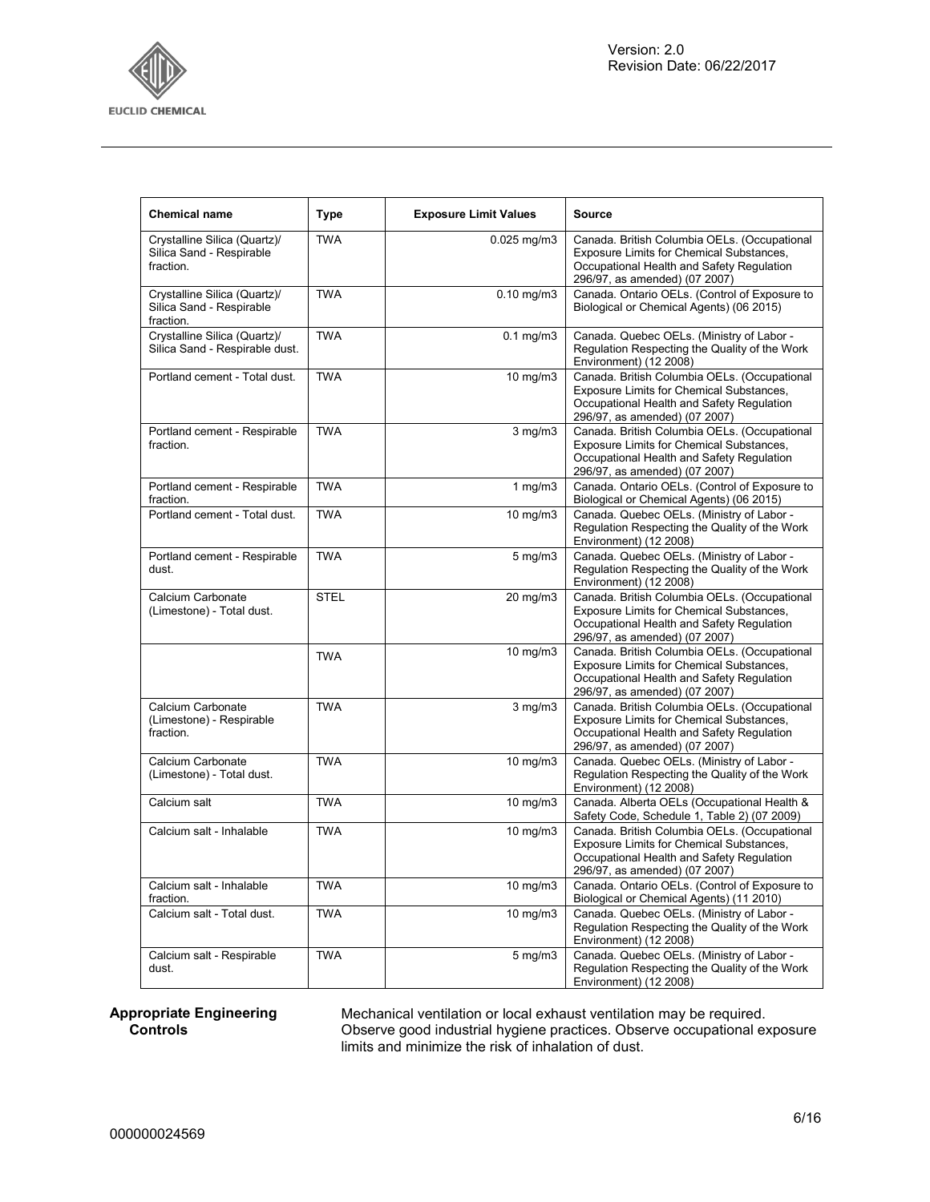| Chemical name | Type | Exposure Limit Values | Source |
|---|---|---|---|
| Crystalline Silica (Quartz)/ Silica Sand - Respirable fraction. | TWA | 0.025 mg/m3 | Canada. British Columbia OELs. (Occupational Exposure Limits for Chemical Substances, Occupational Health and Safety Regulation 296/97, as amended) (07 2007) |
| Crystalline Silica (Quartz)/ Silica Sand - Respirable fraction. | TWA | 0.10 mg/m3 | Canada. Ontario OELs. (Control of Exposure to Biological or Chemical Agents) (06 2015) |
| Crystalline Silica (Quartz)/ Silica Sand - Respirable dust. | TWA | 0.1 mg/m3 | Canada. Quebec OELs. (Ministry of Labor - Regulation Respecting the Quality of the Work Environment) (12 2008) |
| Portland cement - Total dust. | TWA | 10 mg/m3 | Canada. British Columbia OELs. (Occupational Exposure Limits for Chemical Substances, Occupational Health and Safety Regulation 296/97, as amended) (07 2007) |
| Portland cement - Respirable fraction. | TWA | 3 mg/m3 | Canada. British Columbia OELs. (Occupational Exposure Limits for Chemical Substances, Occupational Health and Safety Regulation 296/97, as amended) (07 2007) |
| Portland cement - Respirable fraction. | TWA | 1 mg/m3 | Canada. Ontario OELs. (Control of Exposure to Biological or Chemical Agents) (06 2015) |
| Portland cement - Total dust. | TWA | 10 mg/m3 | Canada. Quebec OELs. (Ministry of Labor - Regulation Respecting the Quality of the Work Environment) (12 2008) |
| Portland cement - Respirable dust. | TWA | 5 mg/m3 | Canada. Quebec OELs. (Ministry of Labor - Regulation Respecting the Quality of the Work Environment) (12 2008) |
| Calcium Carbonate (Limestone) - Total dust. | STEL | 20 mg/m3 | Canada. British Columbia OELs. (Occupational Exposure Limits for Chemical Substances, Occupational Health and Safety Regulation 296/97, as amended) (07 2007) |
| | TWA | 10 mg/m3 | Canada. British Columbia OELs. (Occupational Exposure Limits for Chemical Substances, Occupational Health and Safety Regulation 296/97, as amended) (07 2007) |
| Calcium Carbonate (Limestone) - Respirable fraction. | TWA | 3 mg/m3 | Canada. British Columbia OELs. (Occupational Exposure Limits for Chemical Substances, Occupational Health and Safety Regulation 296/97, as amended) (07 2007) |
| Calcium Carbonate (Limestone) - Total dust. | TWA | 10 mg/m3 | Canada. Quebec OELs. (Ministry of Labor - Regulation Respecting the Quality of the Work Environment) (12 2008) |
| Calcium salt | TWA | 10 mg/m3 | Canada. Alberta OELs (Occupational Health & Safety Code, Schedule 1, Table 2) (07 2009) |
| Calcium salt - Inhalable | TWA | 10 mg/m3 | Canada. British Columbia OELs. (Occupational Exposure Limits for Chemical Substances, Occupational Health and Safety Regulation 296/97, as amended) (07 2007) |
| Calcium salt - Inhalable fraction. | TWA | 10 mg/m3 | Canada. Ontario OELs. (Control of Exposure to Biological or Chemical Agents) (11 2010) |
| Calcium salt - Total dust. | TWA | 10 mg/m3 | Canada. Quebec OELs. (Ministry of Labor - Regulation Respecting the Quality of the Work Environment) (12 2008) |
| Calcium salt - Respirable dust. | TWA | 5 mg/m3 | Canada. Quebec OELs. (Ministry of Labor - Regulation Respecting the Quality of the Work Environment) (12 2008) |

**Appropriate Engineering Controls**

Mechanical ventilation or local exhaust ventilation may be required. Observe good industrial hygiene practices. Observe occupational exposure limits and minimize the risk of inhalation of dust.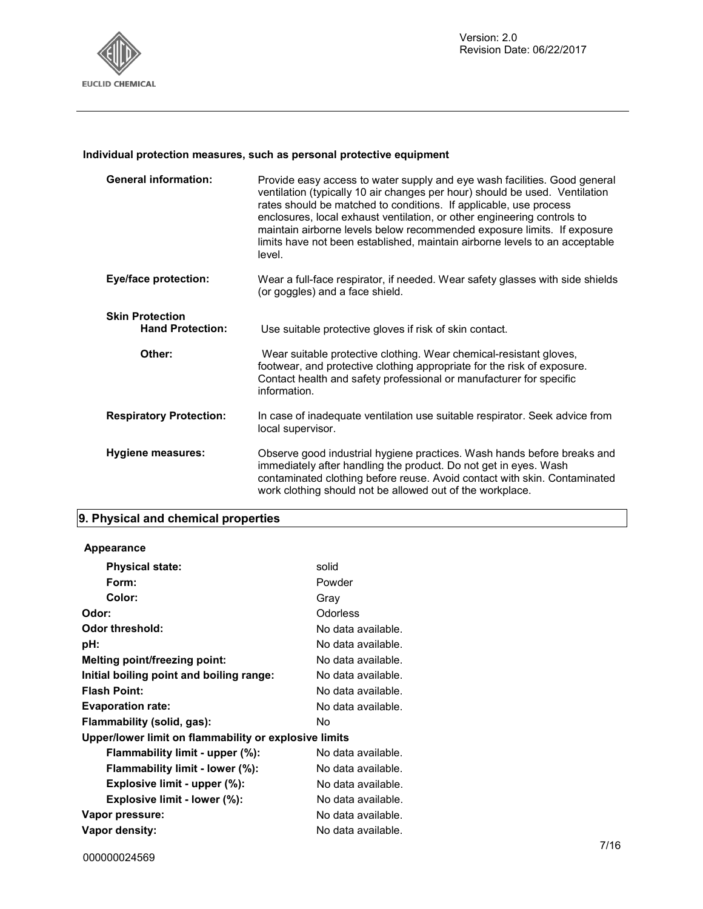**Individual protection measures, such as personal protective equipment**

| | |
|---|---|
| **General information:** | Provide easy access to water supply and eye wash facilities. Good general ventilation (typically 10 air changes per hour) should be used. Ventilation rates should be matched to conditions. If applicable, use process enclosures, local exhaust ventilation, or other engineering controls to maintain airborne levels below recommended exposure limits. If exposure limits have not been established, maintain airborne levels to an acceptable level. |
| **Eye/face protection:** | Wear a full-face respirator, if needed. Wear safety glasses with side shields (or goggles) and a face shield. |
| **Skin Protection** | |
| **Hand Protection:** | Use suitable protective gloves if risk of skin contact. |
| **Other:** | Wear suitable protective clothing. Wear chemical-resistant gloves, footwear, and protective clothing appropriate for the risk of exposure. Contact health and safety professional or manufacturer for specific information. |
| **Respiratory Protection:** | In case of inadequate ventilation use suitable respirator. Seek advice from local supervisor. |
| **Hygiene measures:** | Observe good industrial hygiene practices. Wash hands before breaks and immediately after handling the product. Do not get in eyes. Wash contaminated clothing before reuse. Avoid contact with skin. Contaminated work clothing should not be allowed out of the workplace. |

## 9. Physical and chemical properties

**Appearance**

| | |
|---|---|
| **Physical state:** | solid |
| **Form:** | Powder |
| **Color:** | Gray |
| **Odor:** | Odorless |
| **Odor threshold:** | No data available. |
| **pH:** | No data available. |
| **Melting point/freezing point:** | No data available. |
| **Initial boiling point and boiling range:** | No data available. |
| **Flash Point:** | No data available. |
| **Evaporation rate:** | No data available. |
| **Flammability (solid, gas):** | No |
| **Upper/lower limit on flammability or explosive limits** | |
| **Flammability limit - upper (%):** | No data available. |
| **Flammability limit - lower (%):** | No data available. |
| **Explosive limit - upper (%):** | No data available. |
| **Explosive limit - lower (%):** | No data available. |
| **Vapor pressure:** | No data available. |
| **Vapor density:** | No data available. |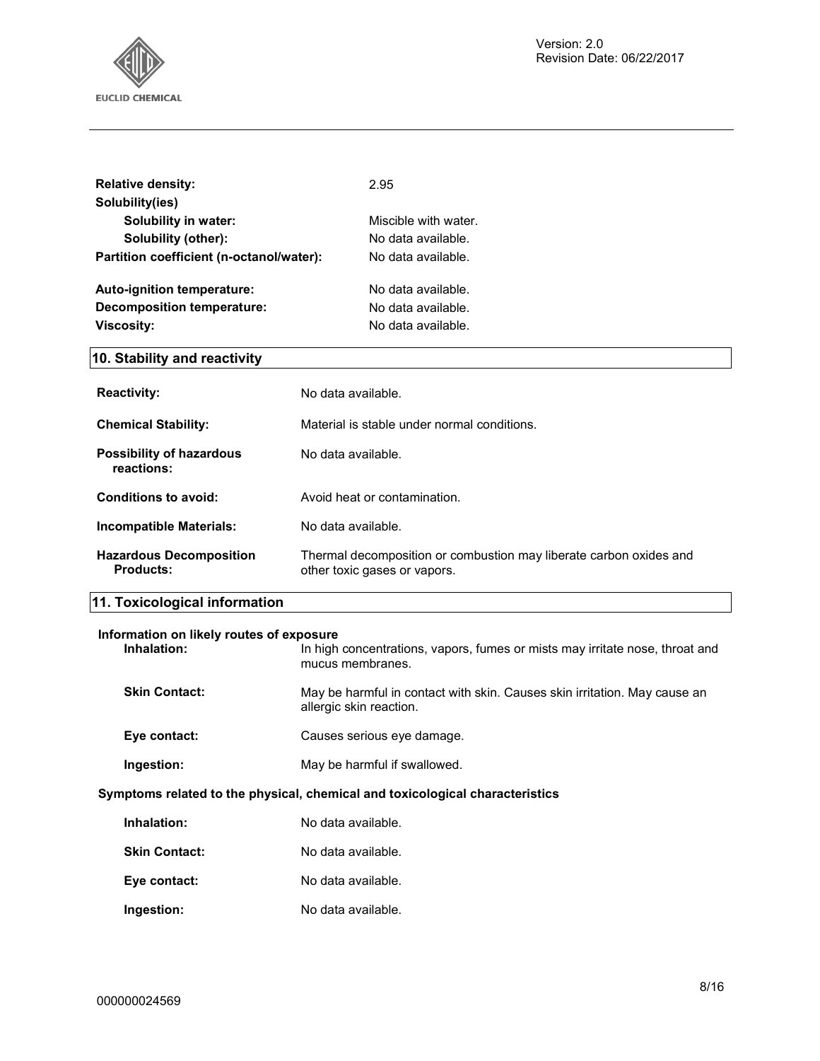| | |
|---|---|
| **Relative density:** | 2.95 |
| **Solubility(ies)** | |
| **Solubility in water:** | Miscible with water. |
| **Solubility (other):** | No data available. |
| **Partition coefficient (n-octanol/water):** | No data available. |
| **Auto-ignition temperature:** | No data available. |
| **Decomposition temperature:** | No data available. |
| **Viscosity:** | No data available. |

## 10. Stability and reactivity

| | |
|---|---|
| **Reactivity:** | No data available. |
| **Chemical Stability:** | Material is stable under normal conditions. |
| **Possibility of hazardous reactions:** | No data available. |
| **Conditions to avoid:** | Avoid heat or contamination. |
| **Incompatible Materials:** | No data available. |
| **Hazardous Decomposition Products:** | Thermal decomposition or combustion may liberate carbon oxides and other toxic gases or vapors. |

## 11. Toxicological information

**Information on likely routes of exposure**

| | |
|---|---|
| **Inhalation:** | In high concentrations, vapors, fumes or mists may irritate nose, throat and mucus membranes. |
| **Skin Contact:** | May be harmful in contact with skin. Causes skin irritation. May cause an allergic skin reaction. |
| **Eye contact:** | Causes serious eye damage. |
| **Ingestion:** | May be harmful if swallowed. |

**Symptoms related to the physical, chemical and toxicological characteristics**

| | |
|---|---|
| **Inhalation:** | No data available. |
| **Skin Contact:** | No data available. |
| **Eye contact:** | No data available. |
| **Ingestion:** | No data available. |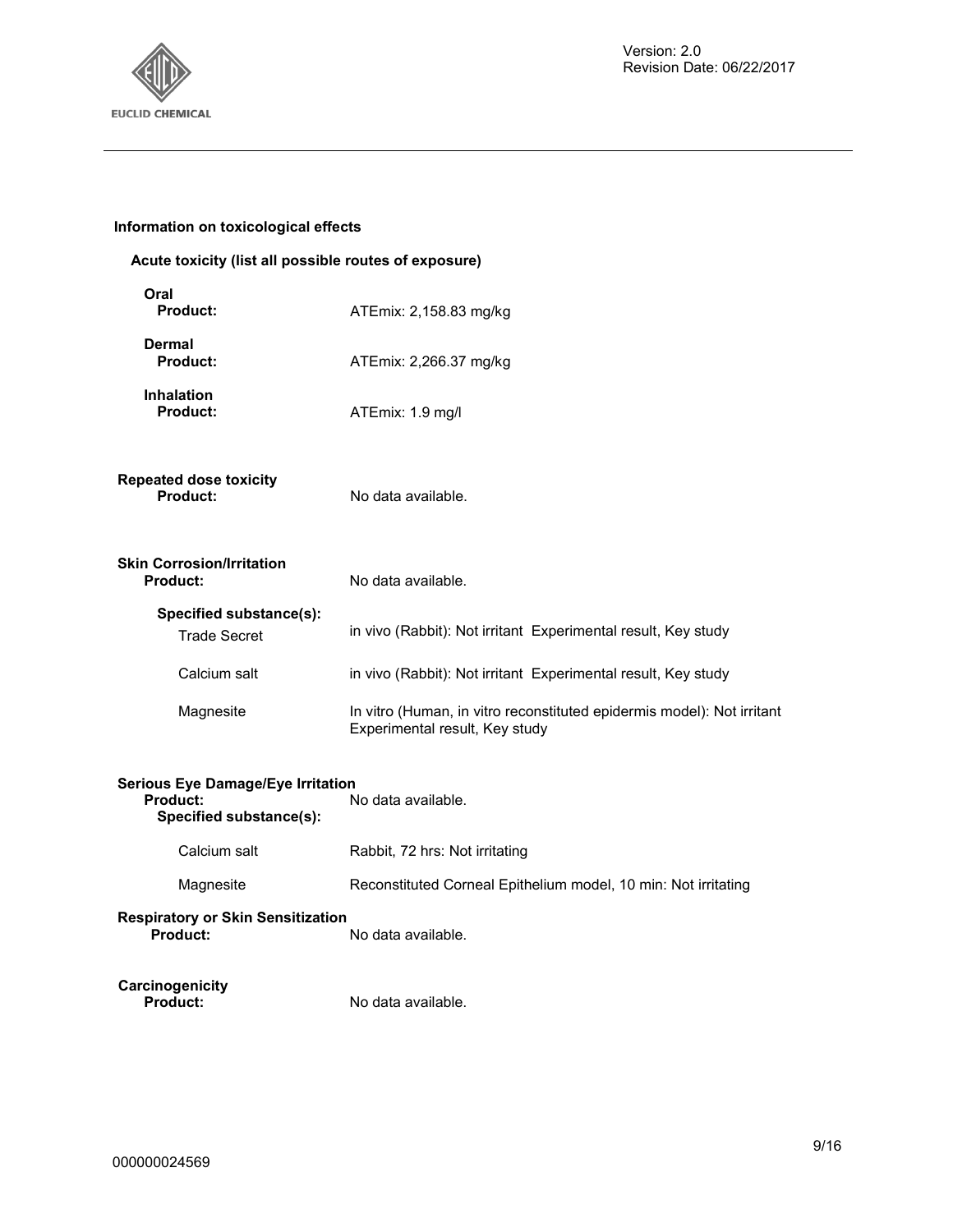### Information on toxicological effects

#### Acute toxicity (list all possible routes of exposure)

**Oral**
**Product:** ATEmix: 2,158.83 mg/kg

**Dermal**
**Product:** ATEmix: 2,266.37 mg/kg

**Inhalation**
**Product:** ATEmix: 1.9 mg/l

**Repeated dose toxicity**
**Product:** No data available.

**Skin Corrosion/Irritation**
**Product:** No data available.

**Specified substance(s):**

| | |
|---|---|
| Trade Secret | in vivo (Rabbit): Not irritant Experimental result, Key study |
| Calcium salt | in vivo (Rabbit): Not irritant Experimental result, Key study |
| Magnesite | In vitro (Human, in vitro reconstituted epidermis model): Not irritant Experimental result, Key study |

**Serious Eye Damage/Eye Irritation**
**Product:** No data available.
**Specified substance(s):**

| | |
|---|---|
| Calcium salt | Rabbit, 72 hrs: Not irritating |
| Magnesite | Reconstituted Corneal Epithelium model, 10 min: Not irritating |

**Respiratory or Skin Sensitization**
**Product:** No data available.

**Carcinogenicity**
**Product:** No data available.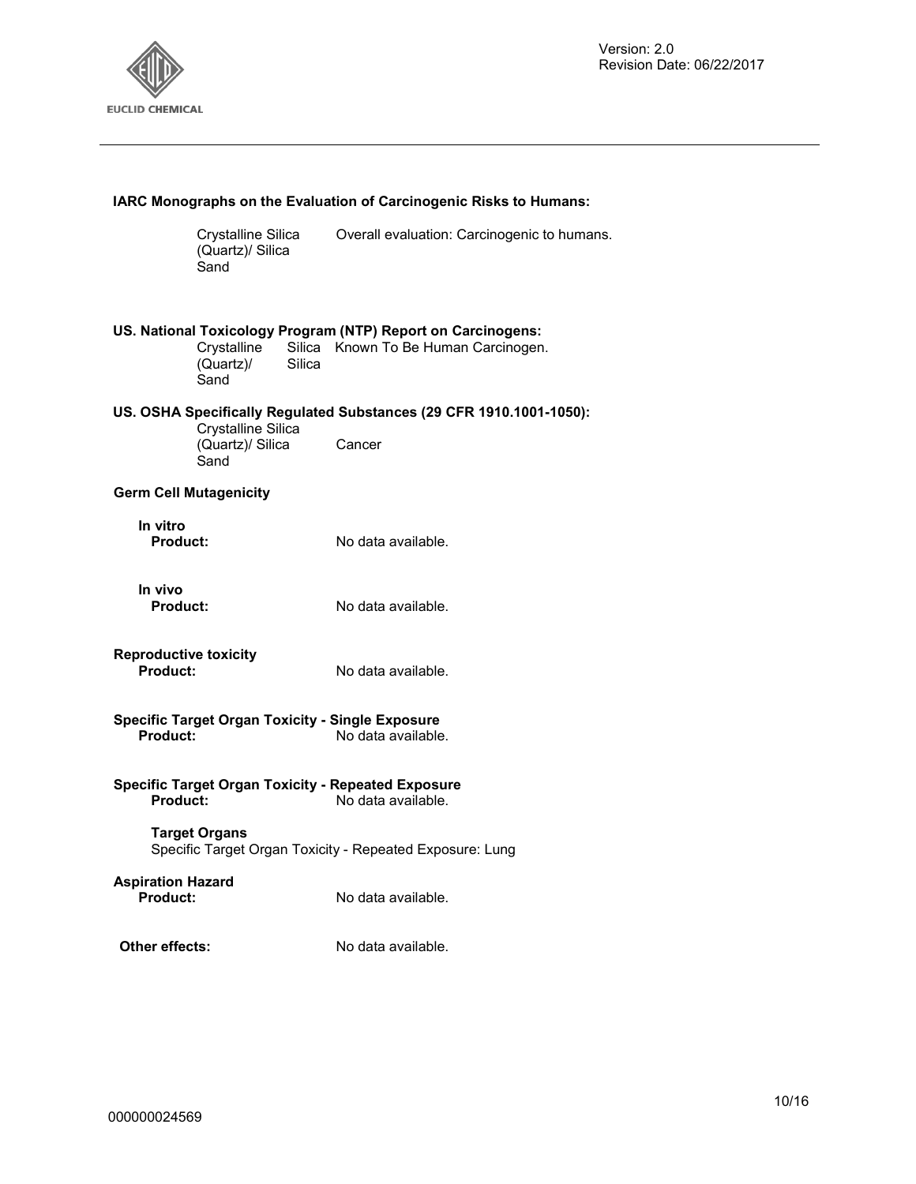**IARC Monographs on the Evaluation of Carcinogenic Risks to Humans:**

| | |
|---|---|
| Crystalline Silica (Quartz)/ Silica Sand | Overall evaluation: Carcinogenic to humans. |

**US. National Toxicology Program (NTP) Report on Carcinogens:**

| | |
|---|---|
| Crystalline Silica (Quartz)/ Silica Sand | Known To Be Human Carcinogen. |

**US. OSHA Specifically Regulated Substances (29 CFR 1910.1001-1050):**

| | |
|---|---|
| Crystalline Silica (Quartz)/ Silica Sand | Cancer |

**Germ Cell Mutagenicity**

**In vitro**

**Product:** No data available.

**In vivo**

**Product:** No data available.

**Reproductive toxicity**

**Product:** No data available.

**Specific Target Organ Toxicity - Single Exposure**

**Product:** No data available.

**Specific Target Organ Toxicity - Repeated Exposure**

**Product:** No data available.

**Target Organs**

Specific Target Organ Toxicity - Repeated Exposure: Lung

**Aspiration Hazard**

**Product:** No data available.

**Other effects:** No data available.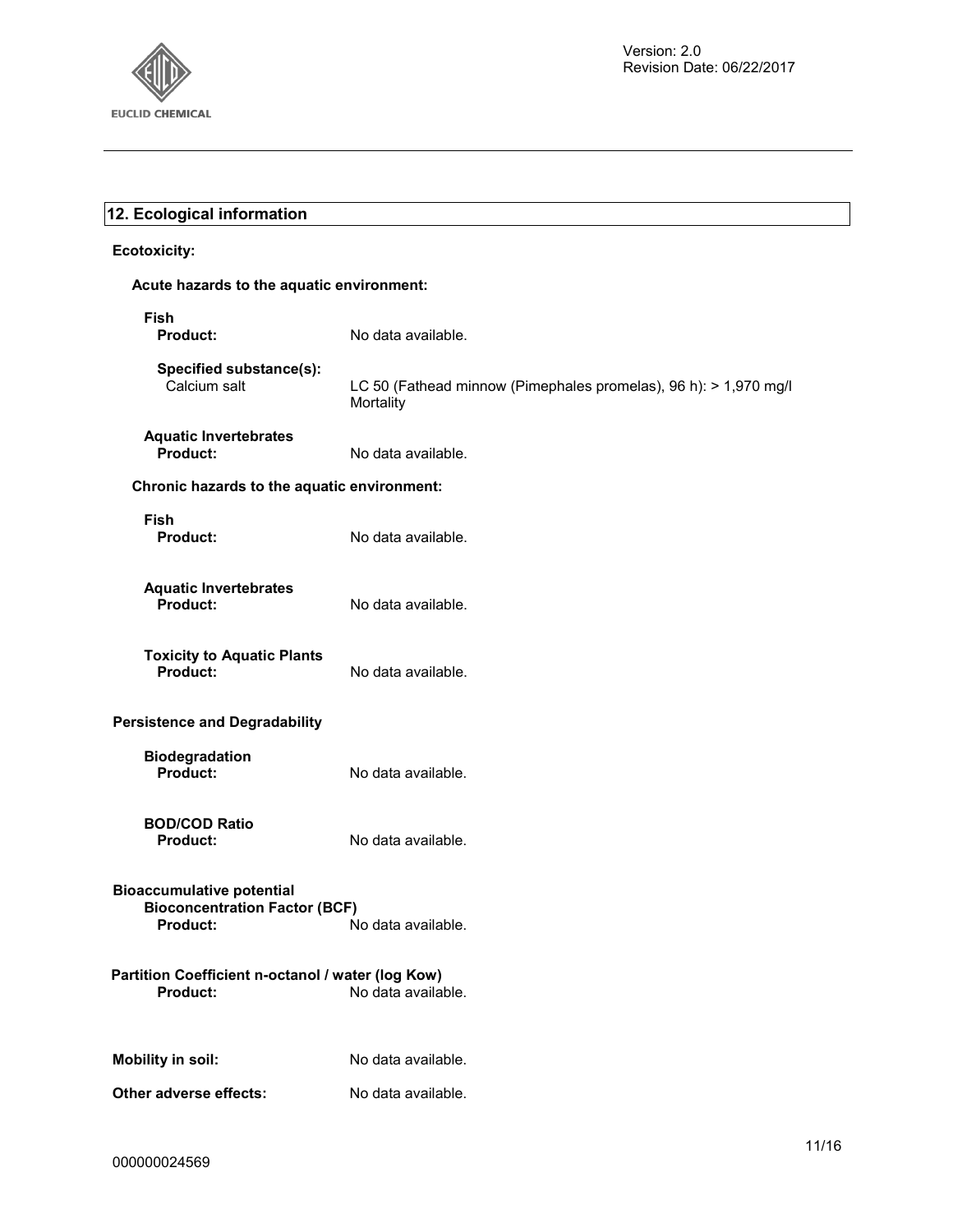## 12. Ecological information

**Ecotoxicity:**

**Acute hazards to the aquatic environment:**

**Fish**

**Product:** No data available.

**Specified substance(s):**

Calcium salt — LC 50 (Fathead minnow (Pimephales promelas), 96 h): > 1,970 mg/l Mortality

**Aquatic Invertebrates**

**Product:** No data available.

**Chronic hazards to the aquatic environment:**

**Fish**

**Product:** No data available.

**Aquatic Invertebrates**

**Product:** No data available.

**Toxicity to Aquatic Plants**

**Product:** No data available.

**Persistence and Degradability**

**Biodegradation**

**Product:** No data available.

**BOD/COD Ratio**

**Product:** No data available.

**Bioaccumulative potential**

**Bioconcentration Factor (BCF)**

**Product:** No data available.

**Partition Coefficient n-octanol / water (log Kow)**

**Product:** No data available.

**Mobility in soil:** No data available.

**Other adverse effects:** No data available.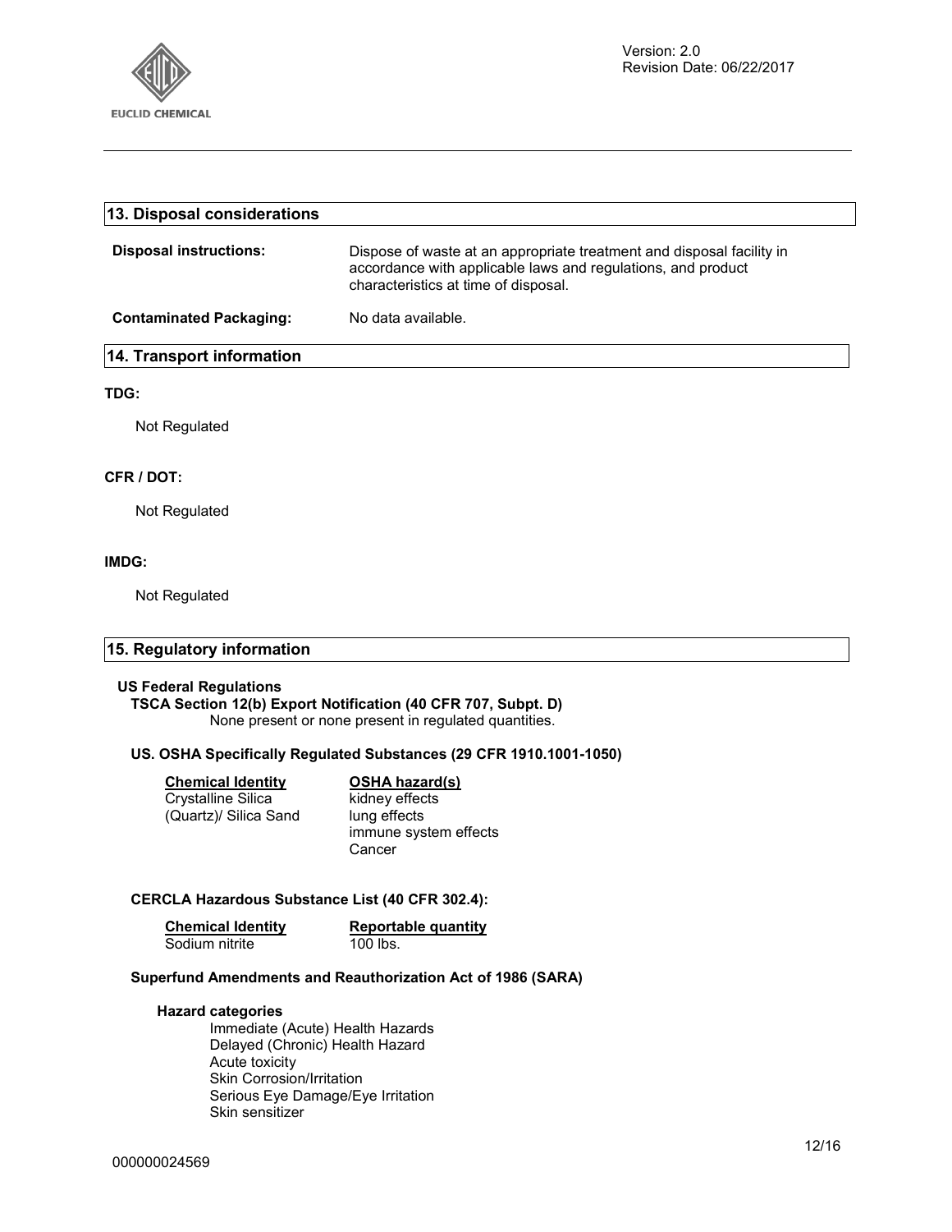## 13. Disposal considerations

**Disposal instructions:** Dispose of waste at an appropriate treatment and disposal facility in accordance with applicable laws and regulations, and product characteristics at time of disposal.

**Contaminated Packaging:** No data available.

## 14. Transport information

**TDG:**

Not Regulated

**CFR / DOT:**

Not Regulated

**IMDG:**

Not Regulated

## 15. Regulatory information

**US Federal Regulations**

**TSCA Section 12(b) Export Notification (40 CFR 707, Subpt. D)**

None present or none present in regulated quantities.

**US. OSHA Specifically Regulated Substances (29 CFR 1910.1001-1050)**

| Chemical Identity | OSHA hazard(s) |
|---|---|
| Crystalline Silica (Quartz)/ Silica Sand | kidney effects<br>lung effects<br>immune system effects<br>Cancer |

**CERCLA Hazardous Substance List (40 CFR 302.4):**

| Chemical Identity | Reportable quantity |
|---|---|
| Sodium nitrite | 100 lbs. |

**Superfund Amendments and Reauthorization Act of 1986 (SARA)**

**Hazard categories**

Immediate (Acute) Health Hazards
Delayed (Chronic) Health Hazard
Acute toxicity
Skin Corrosion/Irritation
Serious Eye Damage/Eye Irritation
Skin sensitizer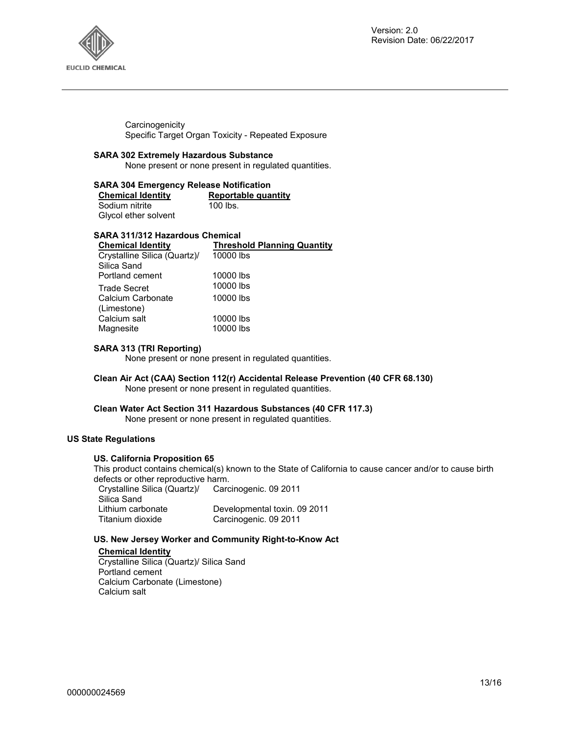Carcinogenicity
Specific Target Organ Toxicity - Repeated Exposure

**SARA 302 Extremely Hazardous Substance**

None present or none present in regulated quantities.

**SARA 304 Emergency Release Notification**

| Chemical Identity | Reportable quantity |
|---|---|
| Sodium nitrite | 100 lbs. |
| Glycol ether solvent | |

**SARA 311/312 Hazardous Chemical**

| Chemical Identity | Threshold Planning Quantity |
|---|---|
| Crystalline Silica (Quartz)/ Silica Sand | 10000 lbs |
| Portland cement | 10000 lbs |
| Trade Secret | 10000 lbs |
| Calcium Carbonate (Limestone) | 10000 lbs |
| Calcium salt | 10000 lbs |
| Magnesite | 10000 lbs |

**SARA 313 (TRI Reporting)**

None present or none present in regulated quantities.

**Clean Air Act (CAA) Section 112(r) Accidental Release Prevention (40 CFR 68.130)**

None present or none present in regulated quantities.

**Clean Water Act Section 311 Hazardous Substances (40 CFR 117.3)**

None present or none present in regulated quantities.

## US State Regulations

**US. California Proposition 65**

This product contains chemical(s) known to the State of California to cause cancer and/or to cause birth defects or other reproductive harm.

| | |
|---|---|
| Crystalline Silica (Quartz)/ Silica Sand | Carcinogenic. 09 2011 |
| Lithium carbonate | Developmental toxin. 09 2011 |
| Titanium dioxide | Carcinogenic. 09 2011 |

**US. New Jersey Worker and Community Right-to-Know Act**

**Chemical Identity**

Crystalline Silica (Quartz)/ Silica Sand
Portland cement
Calcium Carbonate (Limestone)
Calcium salt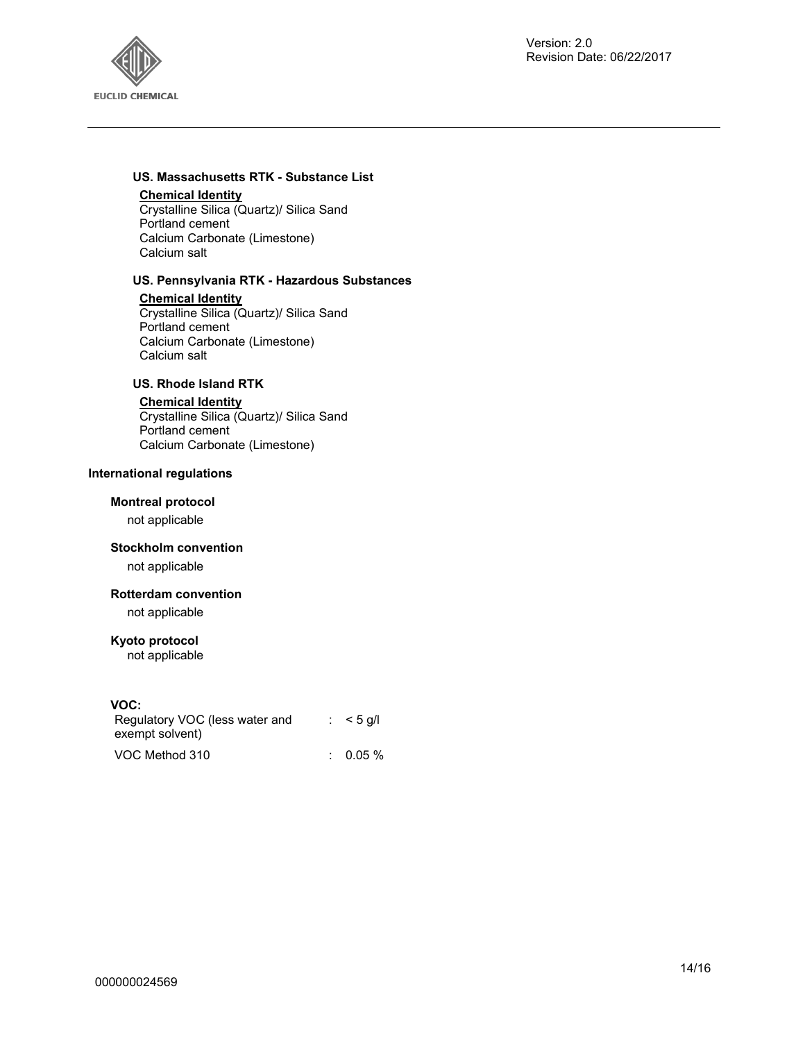#### US. Massachusetts RTK - Substance List

**Chemical Identity**

Crystalline Silica (Quartz)/ Silica Sand
Portland cement
Calcium Carbonate (Limestone)
Calcium salt

#### US. Pennsylvania RTK - Hazardous Substances

**Chemical Identity**

Crystalline Silica (Quartz)/ Silica Sand
Portland cement
Calcium Carbonate (Limestone)
Calcium salt

#### US. Rhode Island RTK

**Chemical Identity**

Crystalline Silica (Quartz)/ Silica Sand
Portland cement
Calcium Carbonate (Limestone)

### International regulations

#### Montreal protocol

not applicable

#### Stockholm convention

not applicable

#### Rotterdam convention

not applicable

#### Kyoto protocol

not applicable

#### VOC:

| | | |
|---|---|---|
| Regulatory VOC (less water and exempt solvent) | : | < 5 g/l |
| VOC Method 310 | : | 0.05 % |

000000024569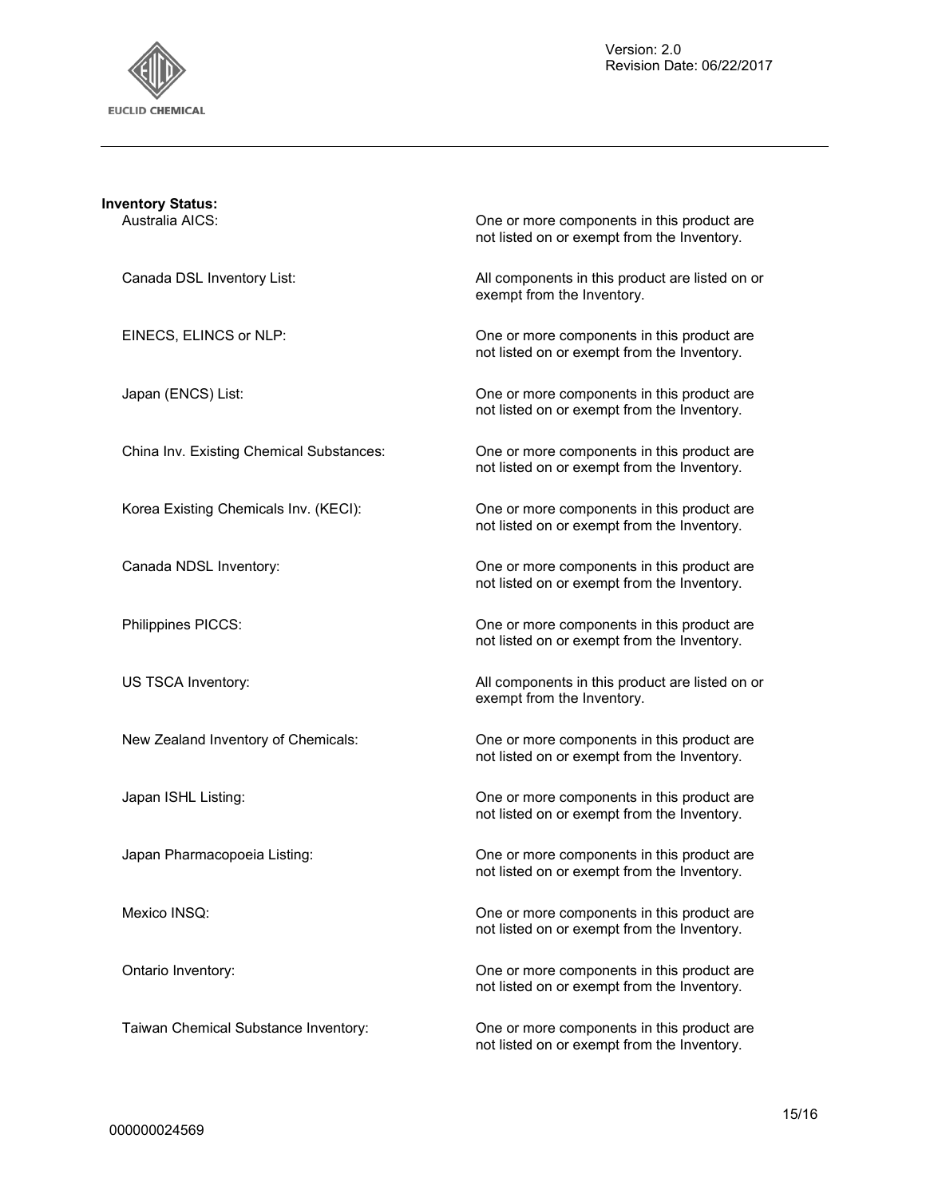**Inventory Status:**

| | |
|---|---|
| Australia AICS: | One or more components in this product are not listed on or exempt from the Inventory. |
| Canada DSL Inventory List: | All components in this product are listed on or exempt from the Inventory. |
| EINECS, ELINCS or NLP: | One or more components in this product are not listed on or exempt from the Inventory. |
| Japan (ENCS) List: | One or more components in this product are not listed on or exempt from the Inventory. |
| China Inv. Existing Chemical Substances: | One or more components in this product are not listed on or exempt from the Inventory. |
| Korea Existing Chemicals Inv. (KECI): | One or more components in this product are not listed on or exempt from the Inventory. |
| Canada NDSL Inventory: | One or more components in this product are not listed on or exempt from the Inventory. |
| Philippines PICCS: | One or more components in this product are not listed on or exempt from the Inventory. |
| US TSCA Inventory: | All components in this product are listed on or exempt from the Inventory. |
| New Zealand Inventory of Chemicals: | One or more components in this product are not listed on or exempt from the Inventory. |
| Japan ISHL Listing: | One or more components in this product are not listed on or exempt from the Inventory. |
| Japan Pharmacopoeia Listing: | One or more components in this product are not listed on or exempt from the Inventory. |
| Mexico INSQ: | One or more components in this product are not listed on or exempt from the Inventory. |
| Ontario Inventory: | One or more components in this product are not listed on or exempt from the Inventory. |
| Taiwan Chemical Substance Inventory: | One or more components in this product are not listed on or exempt from the Inventory. |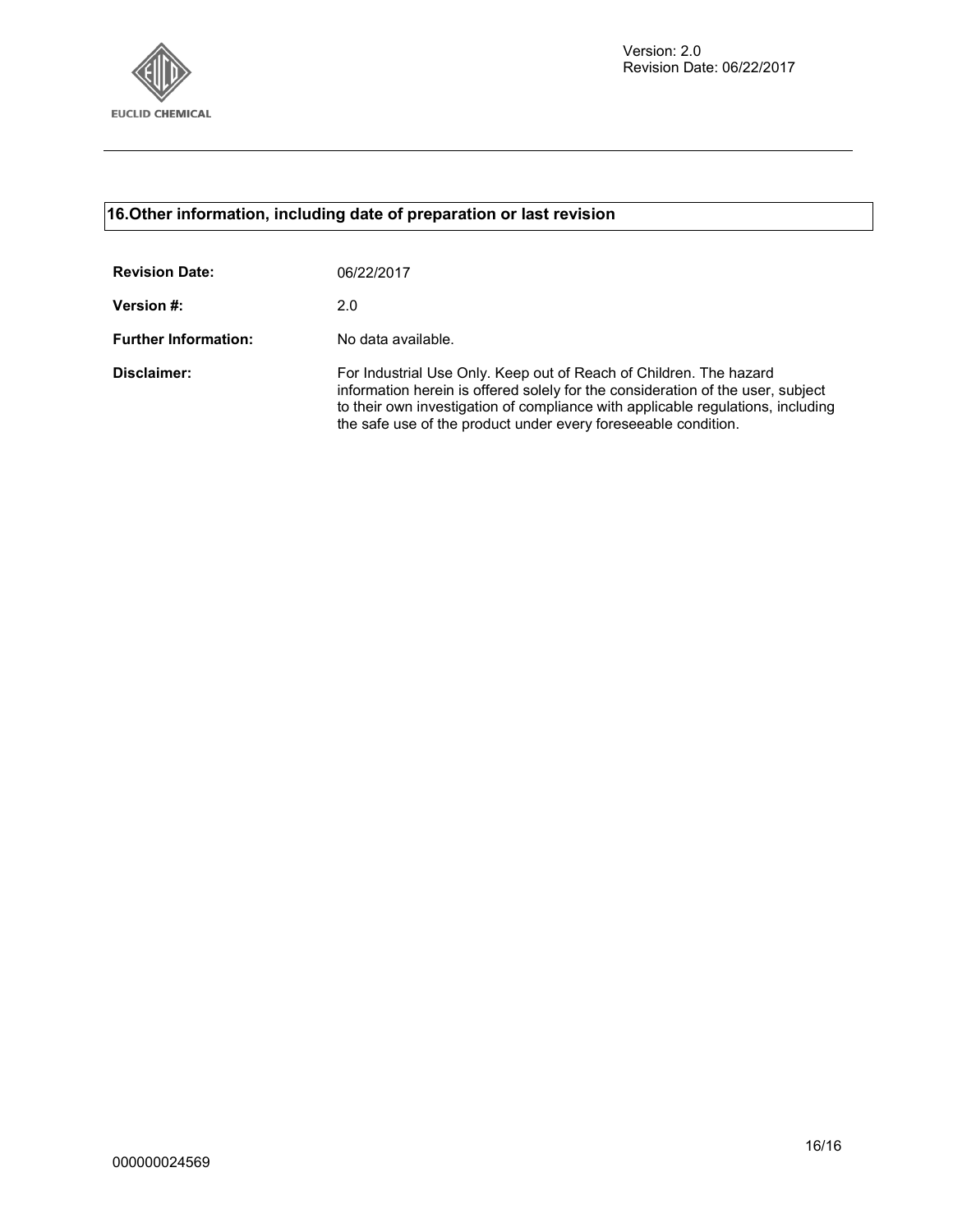## 16.Other information, including date of preparation or last revision

**Revision Date:** 06/22/2017

**Version #:** 2.0

**Further Information:** No data available.

**Disclaimer:** For Industrial Use Only. Keep out of Reach of Children. The hazard information herein is offered solely for the consideration of the user, subject to their own investigation of compliance with applicable regulations, including the safe use of the product under every foreseeable condition.